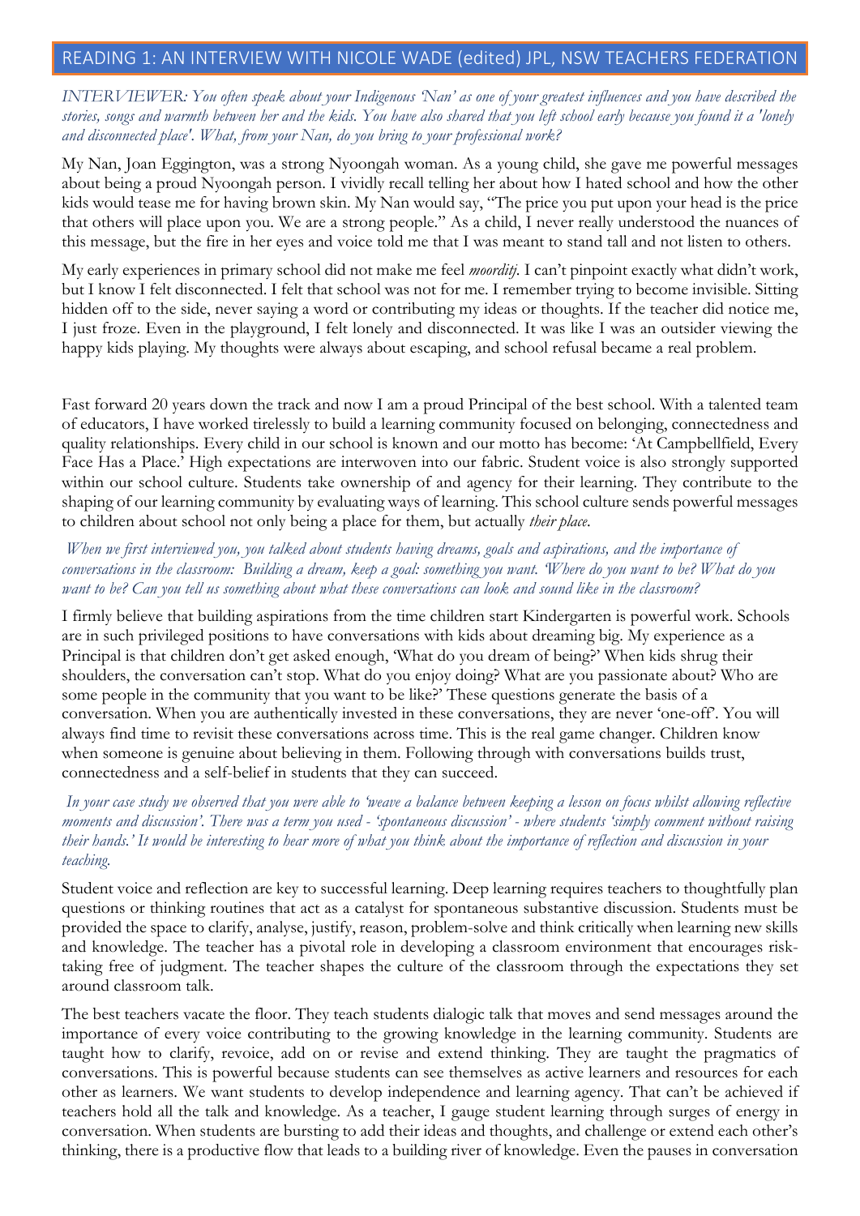# READING 1: AN INTERVIEW WITH NICOLE WADE (edited) JPL, NSW TEACHERS FEDERATION

*INTERVIEWER: You often speak about your Indigenous 'Nan' as one of your greatest influences and you have described the stories, songs and warmth between her and the kids. You have also shared that you left school early because you found it a 'lonely and disconnected place'. What, from your Nan, do you bring to your professional work?*

My Nan, Joan Eggington, was a strong Nyoongah woman. As a young child, she gave me powerful messages about being a proud Nyoongah person. I vividly recall telling her about how I hated school and how the other kids would tease me for having brown skin. My Nan would say, "The price you put upon your head is the price that others will place upon you. We are a strong people." As a child, I never really understood the nuances of this message, but the fire in her eyes and voice told me that I was meant to stand tall and not listen to others.

My early experiences in primary school did not make me feel *moorditj*. I can't pinpoint exactly what didn't work, but I know I felt disconnected. I felt that school was not for me. I remember trying to become invisible. Sitting hidden off to the side, never saying a word or contributing my ideas or thoughts. If the teacher did notice me, I just froze. Even in the playground, I felt lonely and disconnected. It was like I was an outsider viewing the happy kids playing. My thoughts were always about escaping, and school refusal became a real problem.

Fast forward 20 years down the track and now I am a proud Principal of the best school. With a talented team of educators, I have worked tirelessly to build a learning community focused on belonging, connectedness and quality relationships. Every child in our school is known and our motto has become: 'At Campbellfield, Every Face Has a Place.' High expectations are interwoven into our fabric. Student voice is also strongly supported within our school culture. Students take ownership of and agency for their learning. They contribute to the shaping of our learning community by evaluating ways of learning. This school culture sends powerful messages to children about school not only being a place for them, but actually *their place.*

*When we first interviewed you, you talked about students having dreams, goals and aspirations, and the importance of conversations in the classroom: Building a dream, keep a goal: something you want. 'Where do you want to be? What do you want to be? Can you tell us something about what these conversations can look and sound like in the classroom?*

I firmly believe that building aspirations from the time children start Kindergarten is powerful work. Schools are in such privileged positions to have conversations with kids about dreaming big. My experience as a Principal is that children don't get asked enough, 'What do you dream of being?' When kids shrug their shoulders, the conversation can't stop. What do you enjoy doing? What are you passionate about? Who are some people in the community that you want to be like?' These questions generate the basis of a conversation. When you are authentically invested in these conversations, they are never 'one-off'. You will always find time to revisit these conversations across time. This is the real game changer. Children know when someone is genuine about believing in them. Following through with conversations builds trust, connectedness and a self-belief in students that they can succeed.

*In your case study we observed that you were able to 'weave a balance between keeping a lesson on focus whilst allowing reflective moments and discussion'. There was a term you used - 'spontaneous discussion' - where students 'simply comment without raising their hands.' It would be interesting to hear more of what you think about the importance of reflection and discussion in your teaching.*

Student voice and reflection are key to successful learning. Deep learning requires teachers to thoughtfully plan questions or thinking routines that act as a catalyst for spontaneous substantive discussion. Students must be provided the space to clarify, analyse, justify, reason, problem-solve and think critically when learning new skills and knowledge. The teacher has a pivotal role in developing a classroom environment that encourages risk-taking free of judgment. The teacher shapes the culture of the classroom through the expectations they set around classroom talk.

The best teachers vacate the floor. They teach students dialogic talk that moves and send messages around the importance of every voice contributing to the growing knowledge in the learning community. Students are taught how to clarify, revoice, add on or revise and extend thinking. They are taught the pragmatics of conversations. This is powerful because students can see themselves as active learners and resources for each other as learners. We want students to develop independence and learning agency. That can't be achieved if teachers hold all the talk and knowledge. As a teacher, I gauge student learning through surges of energy in conversation. When students are bursting to add their ideas and thoughts, and challenge or extend each other's thinking, there is a productive flow that leads to a building river of knowledge. Even the pauses in conversation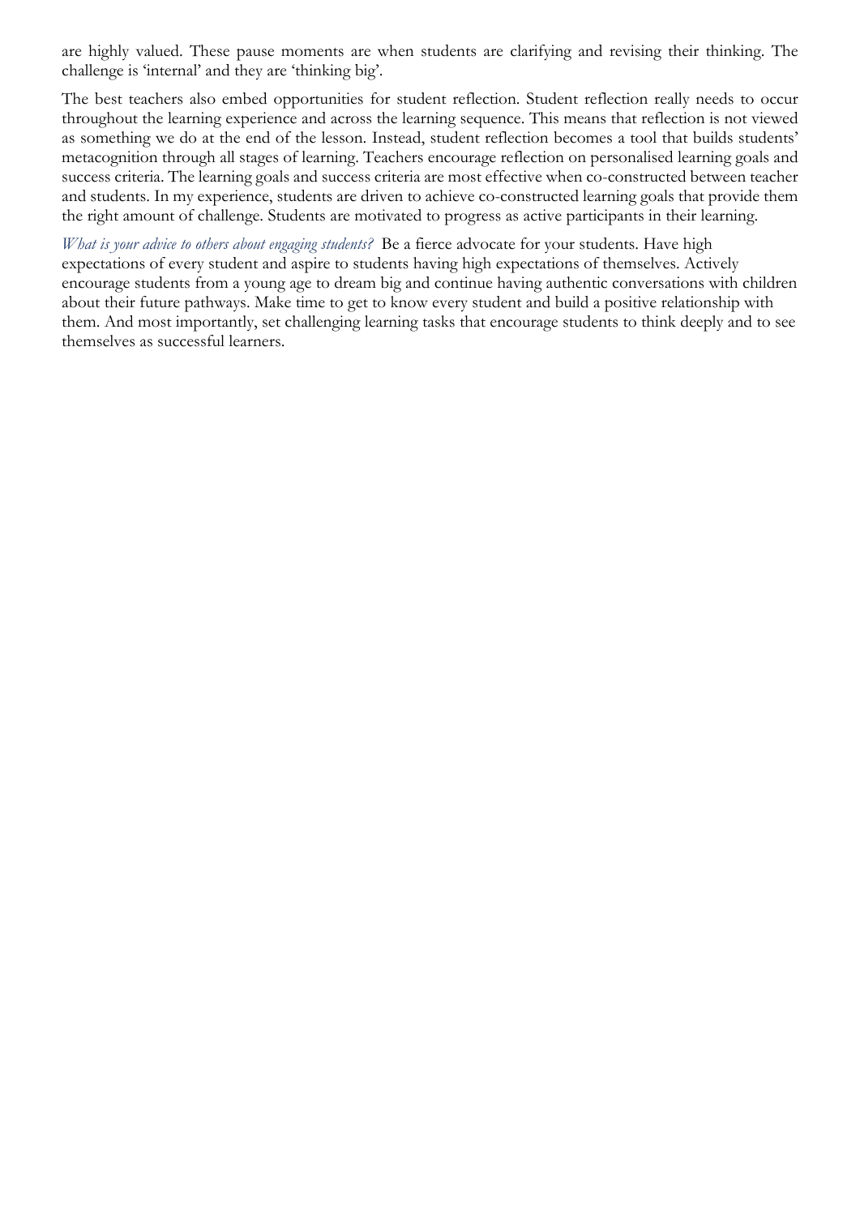are highly valued. These pause moments are when students are clarifying and revising their thinking. The challenge is 'internal' and they are 'thinking big'.

The best teachers also embed opportunities for student reflection. Student reflection really needs to occur throughout the learning experience and across the learning sequence. This means that reflection is not viewed as something we do at the end of the lesson. Instead, student reflection becomes a tool that builds students' metacognition through all stages of learning. Teachers encourage reflection on personalised learning goals and success criteria. The learning goals and success criteria are most effective when co-constructed between teacher and students. In my experience, students are driven to achieve co-constructed learning goals that provide them the right amount of challenge. Students are motivated to progress as active participants in their learning.

*What is your advice to others about engaging students?* Be a fierce advocate for your students. Have high expectations of every student and aspire to students having high expectations of themselves. Actively encourage students from a young age to dream big and continue having authentic conversations with children about their future pathways. Make time to get to know every student and build a positive relationship with them. And most importantly, set challenging learning tasks that encourage students to think deeply and to see themselves as successful learners.